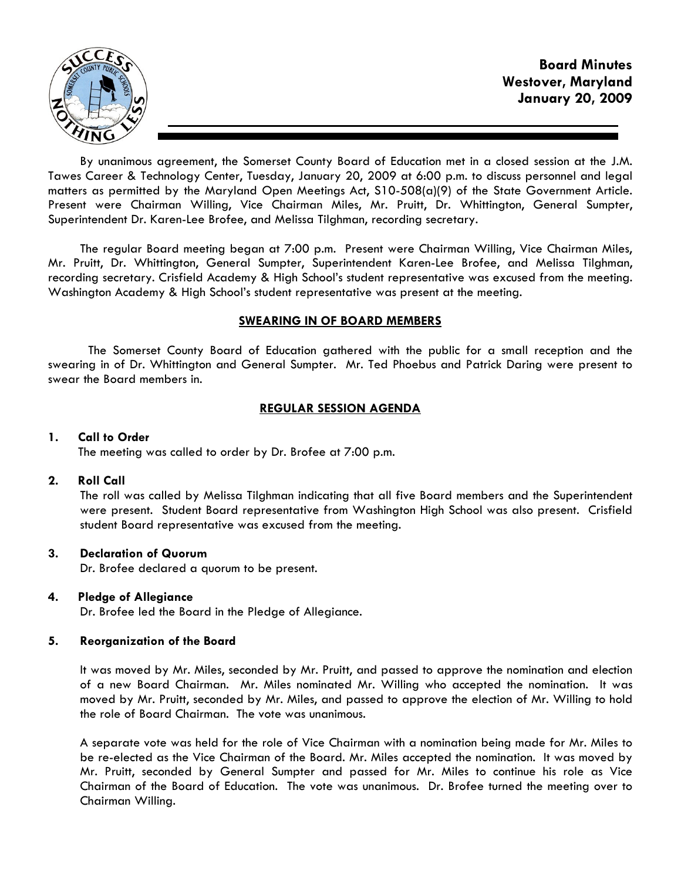**Board Minutes**
**Westover, Maryland**
**January 20, 2009**

By unanimous agreement, the Somerset County Board of Education met in a closed session at the J.M. Tawes Career & Technology Center, Tuesday, January 20, 2009 at 6:00 p.m. to discuss personnel and legal matters as permitted by the Maryland Open Meetings Act, S10-508(a)(9) of the State Government Article. Present were Chairman Willing, Vice Chairman Miles, Mr. Pruitt, Dr. Whittington, General Sumpter, Superintendent Dr. Karen-Lee Brofee, and Melissa Tilghman, recording secretary.

The regular Board meeting began at 7:00 p.m. Present were Chairman Willing, Vice Chairman Miles, Mr. Pruitt, Dr. Whittington, General Sumpter, Superintendent Karen-Lee Brofee, and Melissa Tilghman, recording secretary. Crisfield Academy & High School's student representative was excused from the meeting. Washington Academy & High School's student representative was present at the meeting.

## SWEARING IN OF BOARD MEMBERS

The Somerset County Board of Education gathered with the public for a small reception and the swearing in of Dr. Whittington and General Sumpter. Mr. Ted Phoebus and Patrick Daring were present to swear the Board members in.

## REGULAR SESSION AGENDA

**1. Call to Order**

The meeting was called to order by Dr. Brofee at 7:00 p.m.

**2. Roll Call**

The roll was called by Melissa Tilghman indicating that all five Board members and the Superintendent were present. Student Board representative from Washington High School was also present. Crisfield student Board representative was excused from the meeting.

**3. Declaration of Quorum**

Dr. Brofee declared a quorum to be present.

**4. Pledge of Allegiance**

Dr. Brofee led the Board in the Pledge of Allegiance.

**5. Reorganization of the Board**

It was moved by Mr. Miles, seconded by Mr. Pruitt, and passed to approve the nomination and election of a new Board Chairman. Mr. Miles nominated Mr. Willing who accepted the nomination. It was moved by Mr. Pruitt, seconded by Mr. Miles, and passed to approve the election of Mr. Willing to hold the role of Board Chairman. The vote was unanimous.

A separate vote was held for the role of Vice Chairman with a nomination being made for Mr. Miles to be re-elected as the Vice Chairman of the Board. Mr. Miles accepted the nomination. It was moved by Mr. Pruitt, seconded by General Sumpter and passed for Mr. Miles to continue his role as Vice Chairman of the Board of Education. The vote was unanimous. Dr. Brofee turned the meeting over to Chairman Willing.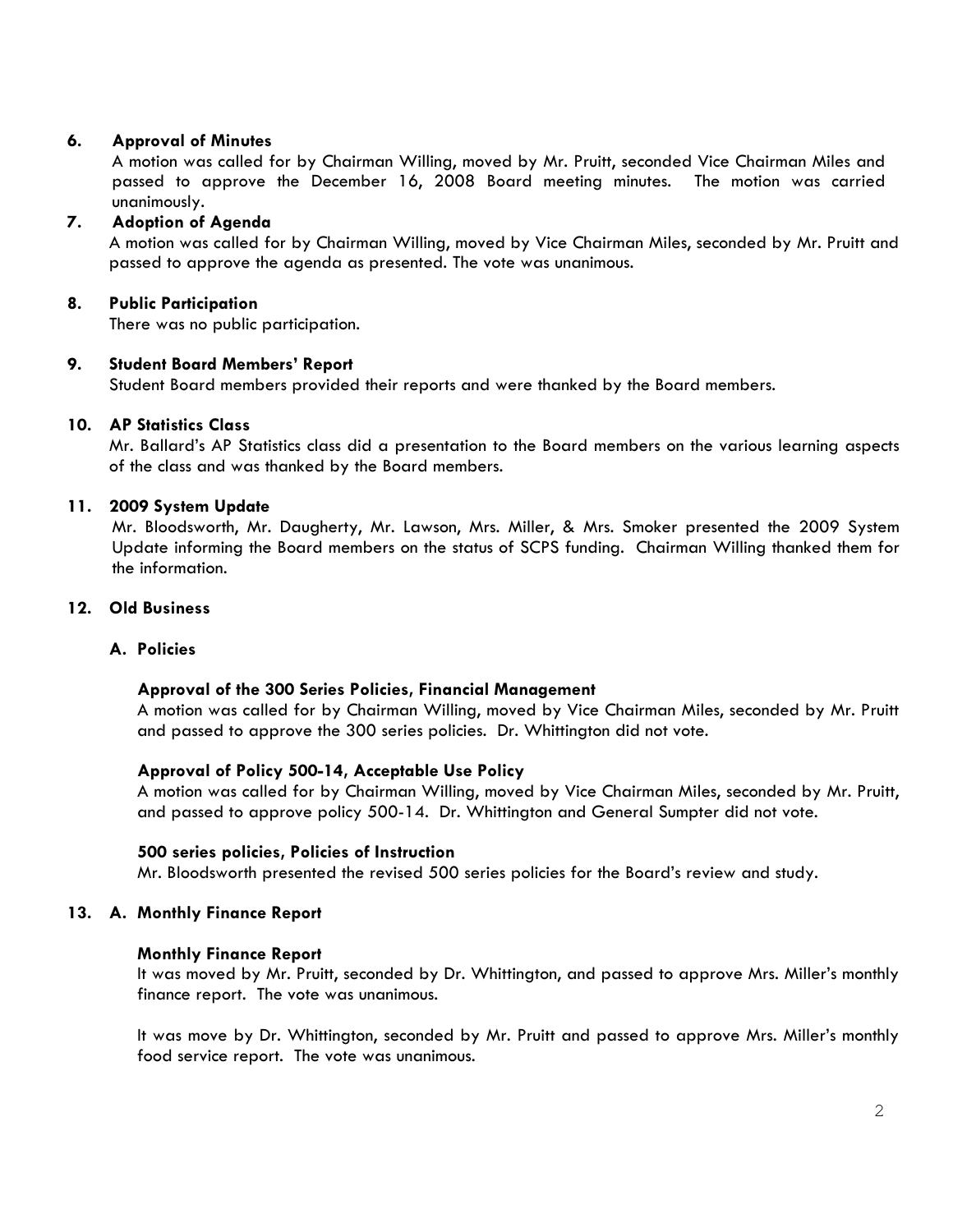**6. Approval of Minutes**

A motion was called for by Chairman Willing, moved by Mr. Pruitt, seconded Vice Chairman Miles and passed to approve the December 16, 2008 Board meeting minutes. The motion was carried unanimously.

**7. Adoption of Agenda**

A motion was called for by Chairman Willing, moved by Vice Chairman Miles, seconded by Mr. Pruitt and passed to approve the agenda as presented. The vote was unanimous.

**8. Public Participation**

There was no public participation.

**9. Student Board Members' Report**

Student Board members provided their reports and were thanked by the Board members.

**10. AP Statistics Class**

Mr. Ballard's AP Statistics class did a presentation to the Board members on the various learning aspects of the class and was thanked by the Board members.

**11. 2009 System Update**

Mr. Bloodsworth, Mr. Daugherty, Mr. Lawson, Mrs. Miller, & Mrs. Smoker presented the 2009 System Update informing the Board members on the status of SCPS funding. Chairman Willing thanked them for the information.

**12. Old Business**

**A. Policies**

**Approval of the 300 Series Policies, Financial Management**

A motion was called for by Chairman Willing, moved by Vice Chairman Miles, seconded by Mr. Pruitt and passed to approve the 300 series policies. Dr. Whittington did not vote.

**Approval of Policy 500-14, Acceptable Use Policy**

A motion was called for by Chairman Willing, moved by Vice Chairman Miles, seconded by Mr. Pruitt, and passed to approve policy 500-14. Dr. Whittington and General Sumpter did not vote.

**500 series policies, Policies of Instruction**

Mr. Bloodsworth presented the revised 500 series policies for the Board's review and study.

**13. A. Monthly Finance Report**

**Monthly Finance Report**

It was moved by Mr. Pruitt, seconded by Dr. Whittington, and passed to approve Mrs. Miller's monthly finance report. The vote was unanimous.

It was move by Dr. Whittington, seconded by Mr. Pruitt and passed to approve Mrs. Miller's monthly food service report. The vote was unanimous.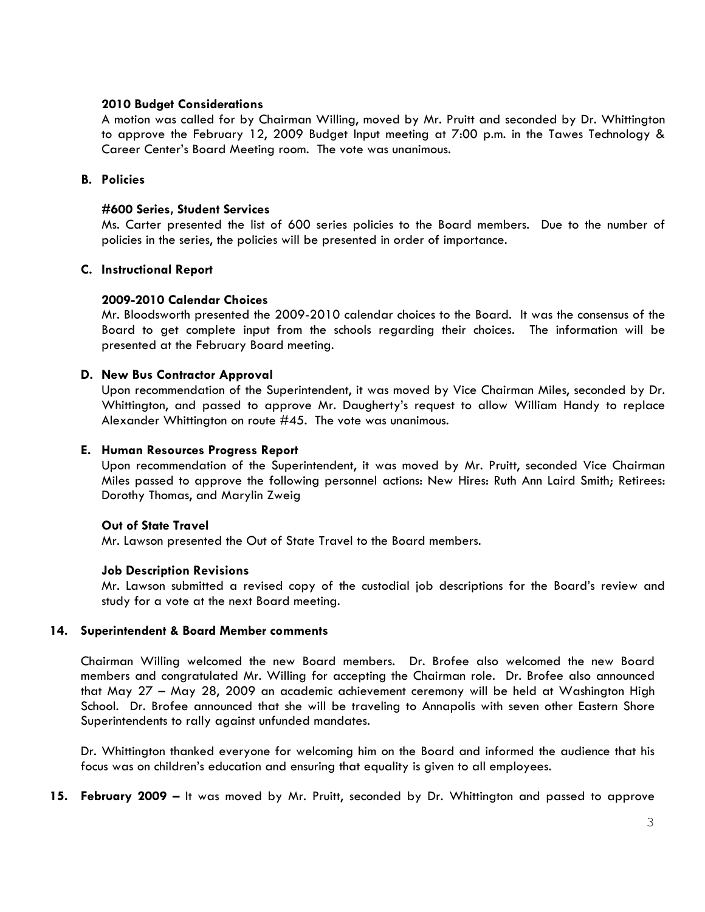**2010 Budget Considerations**

A motion was called for by Chairman Willing, moved by Mr. Pruitt and seconded by Dr. Whittington to approve the February 12, 2009 Budget Input meeting at 7:00 p.m. in the Tawes Technology & Career Center's Board Meeting room. The vote was unanimous.

**B. Policies**

**#600 Series, Student Services**

Ms. Carter presented the list of 600 series policies to the Board members. Due to the number of policies in the series, the policies will be presented in order of importance.

**C. Instructional Report**

**2009-2010 Calendar Choices**

Mr. Bloodsworth presented the 2009-2010 calendar choices to the Board. It was the consensus of the Board to get complete input from the schools regarding their choices. The information will be presented at the February Board meeting.

**D. New Bus Contractor Approval**

Upon recommendation of the Superintendent, it was moved by Vice Chairman Miles, seconded by Dr. Whittington, and passed to approve Mr. Daugherty's request to allow William Handy to replace Alexander Whittington on route #45. The vote was unanimous.

**E. Human Resources Progress Report**

Upon recommendation of the Superintendent, it was moved by Mr. Pruitt, seconded Vice Chairman Miles passed to approve the following personnel actions: New Hires: Ruth Ann Laird Smith; Retirees: Dorothy Thomas, and Marylin Zweig

**Out of State Travel**

Mr. Lawson presented the Out of State Travel to the Board members.

**Job Description Revisions**

Mr. Lawson submitted a revised copy of the custodial job descriptions for the Board's review and study for a vote at the next Board meeting.

**14. Superintendent & Board Member comments**

Chairman Willing welcomed the new Board members. Dr. Brofee also welcomed the new Board members and congratulated Mr. Willing for accepting the Chairman role. Dr. Brofee also announced that May 27 – May 28, 2009 an academic achievement ceremony will be held at Washington High School. Dr. Brofee announced that she will be traveling to Annapolis with seven other Eastern Shore Superintendents to rally against unfunded mandates.

Dr. Whittington thanked everyone for welcoming him on the Board and informed the audience that his focus was on children's education and ensuring that equality is given to all employees.

**15. February 2009 –** It was moved by Mr. Pruitt, seconded by Dr. Whittington and passed to approve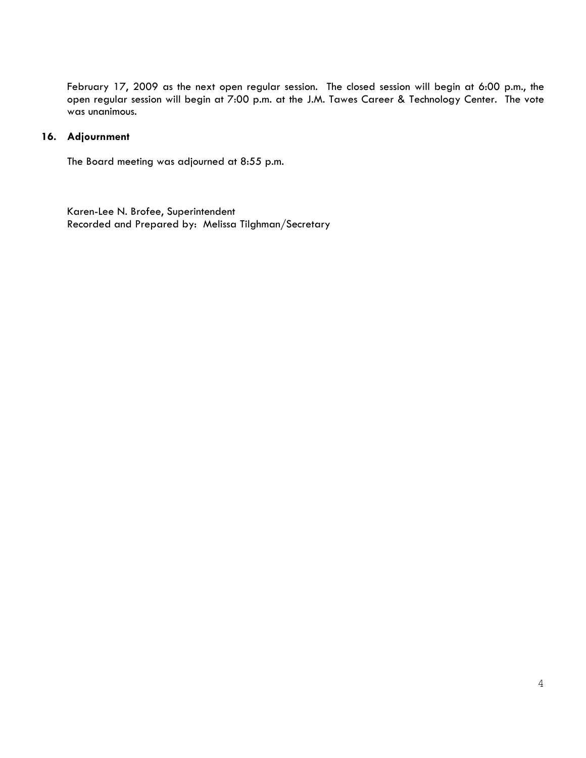February 17, 2009 as the next open regular session. The closed session will begin at 6:00 p.m., the open regular session will begin at 7:00 p.m. at the J.M. Tawes Career & Technology Center. The vote was unanimous.

### 16. Adjournment

The Board meeting was adjourned at 8:55 p.m.

Karen-Lee N. Brofee, Superintendent
Recorded and Prepared by: Melissa Tilghman/Secretary